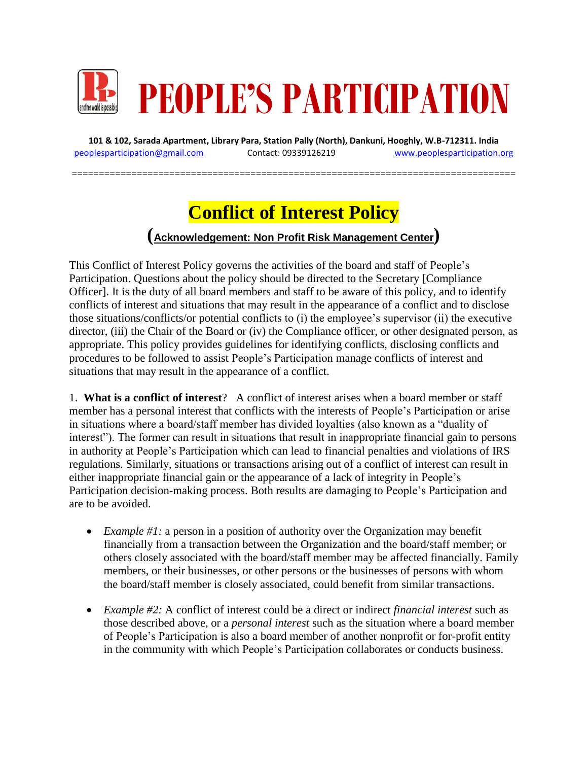# PEOPLE'S PARTICIPATION

**101 & 102, Sarada Apartment, Library Para, Station Pally (North), Dankuni, Hooghly, W.B-712311. India**

peoplesparticipation@gmail.com Contact: 09339126219 www.peoplesparticipation.org

---

## Conflict of Interest Policy

**(Acknowledgement: Non Profit Risk Management Center)**

This Conflict of Interest Policy governs the activities of the board and staff of People's Participation. Questions about the policy should be directed to the Secretary [Compliance Officer]. It is the duty of all board members and staff to be aware of this policy, and to identify conflicts of interest and situations that may result in the appearance of a conflict and to disclose those situations/conflicts/or potential conflicts to (i) the employee's supervisor (ii) the executive director, (iii) the Chair of the Board or (iv) the Compliance officer, or other designated person, as appropriate. This policy provides guidelines for identifying conflicts, disclosing conflicts and procedures to be followed to assist People's Participation manage conflicts of interest and situations that may result in the appearance of a conflict.

1. **What is a conflict of interest**? A conflict of interest arises when a board member or staff member has a personal interest that conflicts with the interests of People's Participation or arise in situations where a board/staff member has divided loyalties (also known as a "duality of interest"). The former can result in situations that result in inappropriate financial gain to persons in authority at People's Participation which can lead to financial penalties and violations of IRS regulations. Similarly, situations or transactions arising out of a conflict of interest can result in either inappropriate financial gain or the appearance of a lack of integrity in People's Participation decision-making process. Both results are damaging to People's Participation and are to be avoided.

- *Example #1:* a person in a position of authority over the Organization may benefit financially from a transaction between the Organization and the board/staff member; or others closely associated with the board/staff member may be affected financially. Family members, or their businesses, or other persons or the businesses of persons with whom the board/staff member is closely associated, could benefit from similar transactions.

- *Example #2:* A conflict of interest could be a direct or indirect *financial interest* such as those described above, or a *personal interest* such as the situation where a board member of People's Participation is also a board member of another nonprofit or for-profit entity in the community with which People's Participation collaborates or conducts business.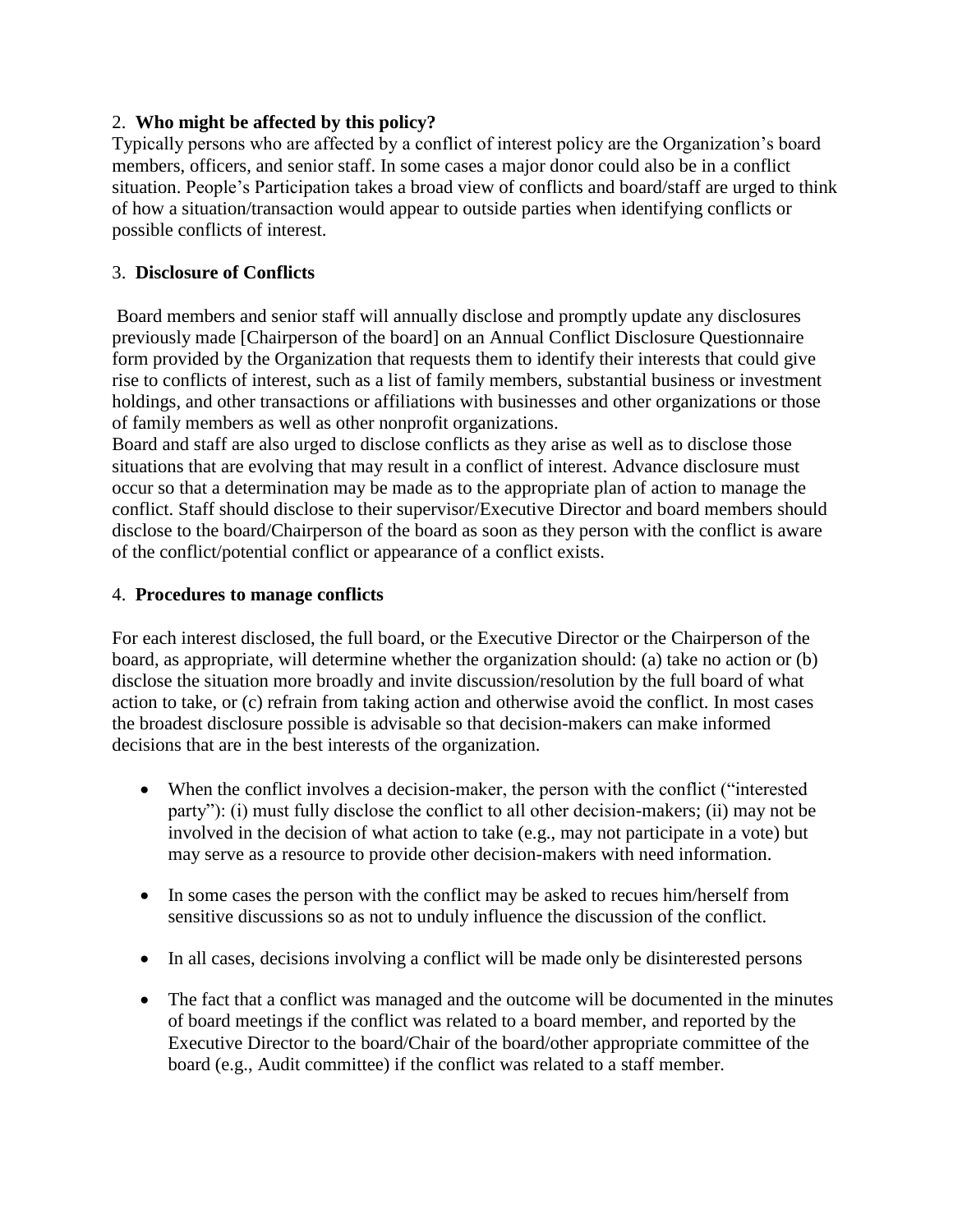2. **Who might be affected by this policy?**

Typically persons who are affected by a conflict of interest policy are the Organization's board members, officers, and senior staff. In some cases a major donor could also be in a conflict situation. People's Participation takes a broad view of conflicts and board/staff are urged to think of how a situation/transaction would appear to outside parties when identifying conflicts or possible conflicts of interest.

3. **Disclosure of Conflicts**

Board members and senior staff will annually disclose and promptly update any disclosures previously made [Chairperson of the board] on an Annual Conflict Disclosure Questionnaire form provided by the Organization that requests them to identify their interests that could give rise to conflicts of interest, such as a list of family members, substantial business or investment holdings, and other transactions or affiliations with businesses and other organizations or those of family members as well as other nonprofit organizations.

Board and staff are also urged to disclose conflicts as they arise as well as to disclose those situations that are evolving that may result in a conflict of interest. Advance disclosure must occur so that a determination may be made as to the appropriate plan of action to manage the conflict. Staff should disclose to their supervisor/Executive Director and board members should disclose to the board/Chairperson of the board as soon as they person with the conflict is aware of the conflict/potential conflict or appearance of a conflict exists.

4. **Procedures to manage conflicts**

For each interest disclosed, the full board, or the Executive Director or the Chairperson of the board, as appropriate, will determine whether the organization should: (a) take no action or (b) disclose the situation more broadly and invite discussion/resolution by the full board of what action to take, or (c) refrain from taking action and otherwise avoid the conflict. In most cases the broadest disclosure possible is advisable so that decision-makers can make informed decisions that are in the best interests of the organization.

- When the conflict involves a decision-maker, the person with the conflict ("interested party"): (i) must fully disclose the conflict to all other decision-makers; (ii) may not be involved in the decision of what action to take (e.g., may not participate in a vote) but may serve as a resource to provide other decision-makers with need information.
- In some cases the person with the conflict may be asked to recues him/herself from sensitive discussions so as not to unduly influence the discussion of the conflict.
- In all cases, decisions involving a conflict will be made only be disinterested persons
- The fact that a conflict was managed and the outcome will be documented in the minutes of board meetings if the conflict was related to a board member, and reported by the Executive Director to the board/Chair of the board/other appropriate committee of the board (e.g., Audit committee) if the conflict was related to a staff member.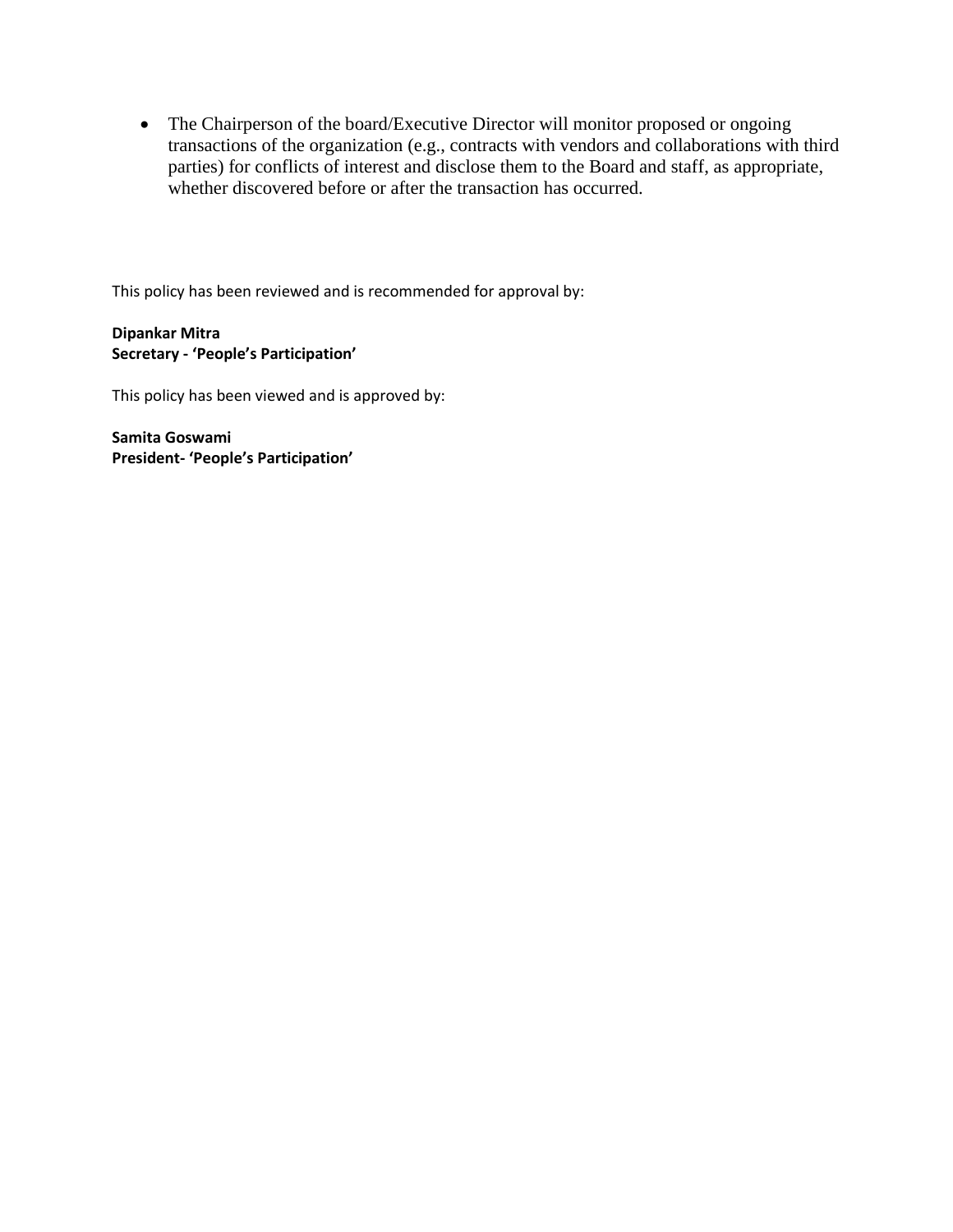- The Chairperson of the board/Executive Director will monitor proposed or ongoing transactions of the organization (e.g., contracts with vendors and collaborations with third parties) for conflicts of interest and disclose them to the Board and staff, as appropriate, whether discovered before or after the transaction has occurred.

This policy has been reviewed and is recommended for approval by:

**Dipankar Mitra**
**Secretary - 'People's Participation'**

This policy has been viewed and is approved by:

**Samita Goswami**
**President- 'People's Participation'**